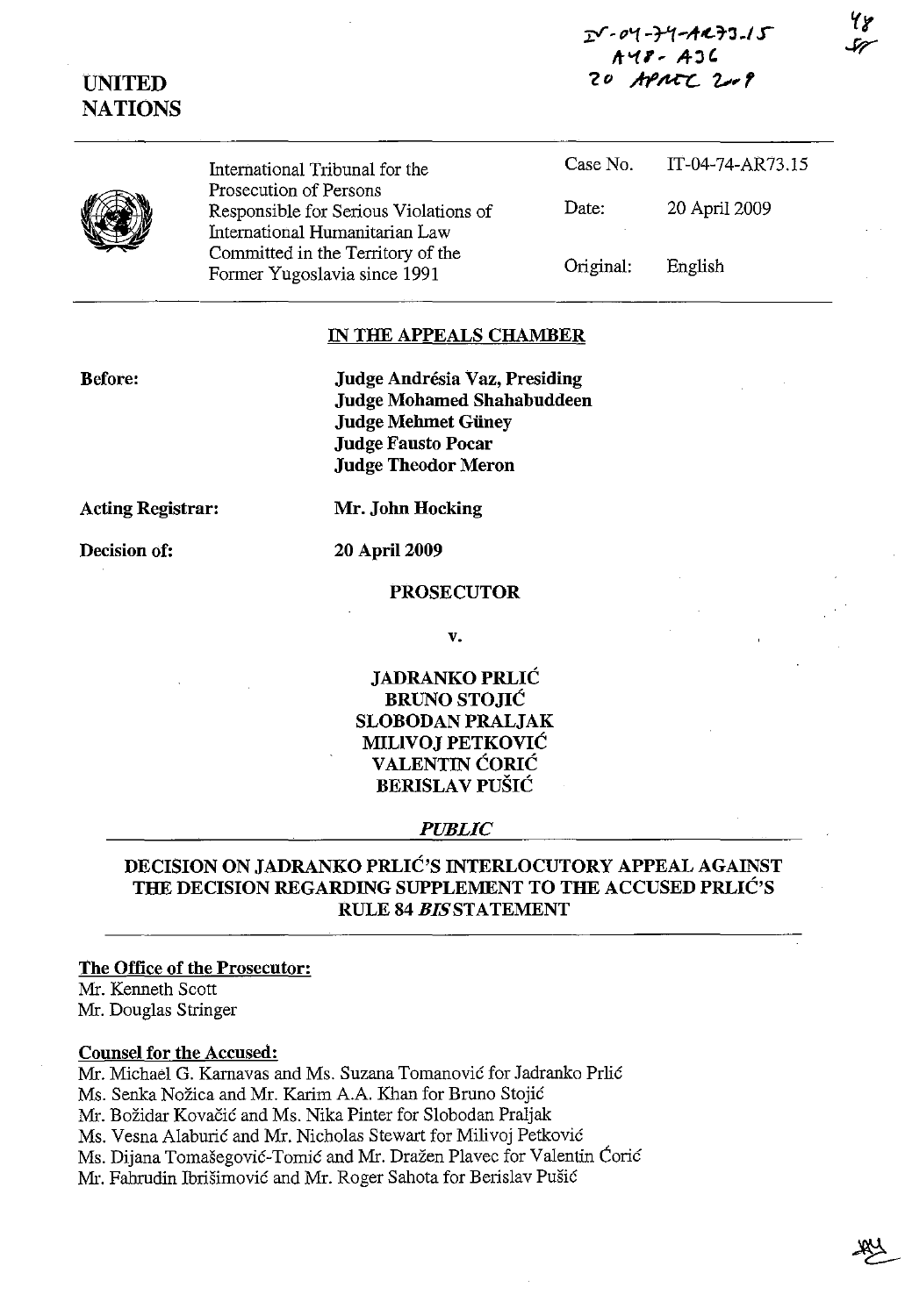IT-04-74-AR73.15
A48 - A36
20 APRIL 2009

**UNITED NATIONS**

| | | |
|---|---|---|
| International Tribunal for the Prosecution of Persons Responsible for Serious Violations of International Humanitarian Law Committed in the Territory of the Former Yugoslavia since 1991 | Case No. | IT-04-74-AR73.15 |
| | Date: | 20 April 2009 |
| | Original: | English |

## IN THE APPEALS CHAMBER

**Before:**

**Judge Andrésia Vaz, Presiding**
**Judge Mohamed Shahabuddeen**
**Judge Mehmet Güney**
**Judge Fausto Pocar**
**Judge Theodor Meron**

**Acting Registrar:** **Mr. John Hocking**

**Decision of:** **20 April 2009**

**PROSECUTOR**

**v.**

**JADRANKO PRLIĆ**
**BRUNO STOJIĆ**
**SLOBODAN PRALJAK**
**MILIVOJ PETKOVIĆ**
**VALENTIN ĆORIĆ**
**BERISLAV PUŠIĆ**

***PUBLIC***

## DECISION ON JADRANKO PRLIĆ'S INTERLOCUTORY APPEAL AGAINST THE DECISION REGARDING SUPPLEMENT TO THE ACCUSED PRLIĆ'S RULE 84 *BIS* STATEMENT

**The Office of the Prosecutor:**
Mr. Kenneth Scott
Mr. Douglas Stringer

**Counsel for the Accused:**
Mr. Michael G. Karnavas and Ms. Suzana Tomanović for Jadranko Prlić
Ms. Senka Nožica and Mr. Karim A.A. Khan for Bruno Stojić
Mr. Božidar Kovačić and Ms. Nika Pinter for Slobodan Praljak
Ms. Vesna Alaburić and Mr. Nicholas Stewart for Milivoj Petković
Ms. Dijana Tomašegović-Tomić and Mr. Dražen Plavec for Valentin Ćorić
Mr. Fahrudin Ibrišimović and Mr. Roger Sahota for Berislav Pušić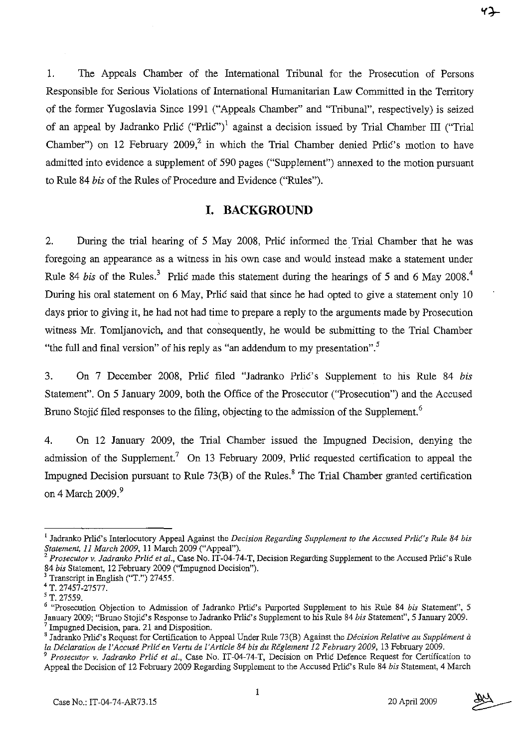1. The Appeals Chamber of the International Tribunal for the Prosecution of Persons Responsible for Serious Violations of International Humanitarian Law Committed in the Territory of the former Yugoslavia Since 1991 ("Appeals Chamber" and "Tribunal", respectively) is seized of an appeal by Jadranko Prlić ("Prlić")[1] against a decision issued by Trial Chamber III ("Trial Chamber") on 12 February 2009,[2] in which the Trial Chamber denied Prlić's motion to have admitted into evidence a supplement of 590 pages ("Supplement") annexed to the motion pursuant to Rule 84 *bis* of the Rules of Procedure and Evidence ("Rules").

# I. BACKGROUND

2. During the trial hearing of 5 May 2008, Prlić informed the Trial Chamber that he was foregoing an appearance as a witness in his own case and would instead make a statement under Rule 84 *bis* of the Rules.[3] Prlić made this statement during the hearings of 5 and 6 May 2008.[4] During his oral statement on 6 May, Prlić said that since he had opted to give a statement only 10 days prior to giving it, he had not had time to prepare a reply to the arguments made by Prosecution witness Mr. Tomljanovich, and that consequently, he would be submitting to the Trial Chamber "the full and final version" of his reply as "an addendum to my presentation".[5]

3. On 7 December 2008, Prlić filed "Jadranko Prlić's Supplement to his Rule 84 *bis* Statement". On 5 January 2009, both the Office of the Prosecutor ("Prosecution") and the Accused Bruno Stojić filed responses to the filing, objecting to the admission of the Supplement.[6]

4. On 12 January 2009, the Trial Chamber issued the Impugned Decision, denying the admission of the Supplement.[7] On 13 February 2009, Prlić requested certification to appeal the Impugned Decision pursuant to Rule 73(B) of the Rules.[8] The Trial Chamber granted certification on 4 March 2009.[9]

---

[1] Jadranko Prlić's Interlocutory Appeal Against the *Decision Regarding Supplement to the Accused Prlić's Rule 84 bis Statement, 11 March 2009*, 11 March 2009 ("Appeal").

[2] *Prosecutor v. Jadranko Prlić et al.*, Case No. IT-04-74-T, Decision Regarding Supplement to the Accused Prlić's Rule 84 *bis* Statement, 12 February 2009 ("Impugned Decision").

[3] Transcript in English ("T.") 27455.

[4] T. 27457-27577.

[5] T. 27559.

[6] "Prosecution Objection to Admission of Jadranko Prlić's Purported Supplement to his Rule 84 *bis* Statement", 5 January 2009; "Bruno Stojić's Response to Jadranko Prlić's Supplement to his Rule 84 *bis* Statement", 5 January 2009.

[7] Impugned Decision, para. 21 and Disposition.

[8] Jadranko Prlić's Request for Certification to Appeal Under Rule 73(B) Against the *Décision Relative au Supplément à la Déclaration de l'Accusé Prlić en Vertu de l'Article 84 bis du Règlement 12 February 2009*, 13 February 2009.

[9] *Prosecutor v. Jadranko Prlić et al.*, Case No. IT-04-74-T, Decision on Prlić Defence Request for Certification to Appeal the Decision of 12 February 2009 Regarding Supplement to the Accused Prlić's Rule 84 *bis* Statement, 4 March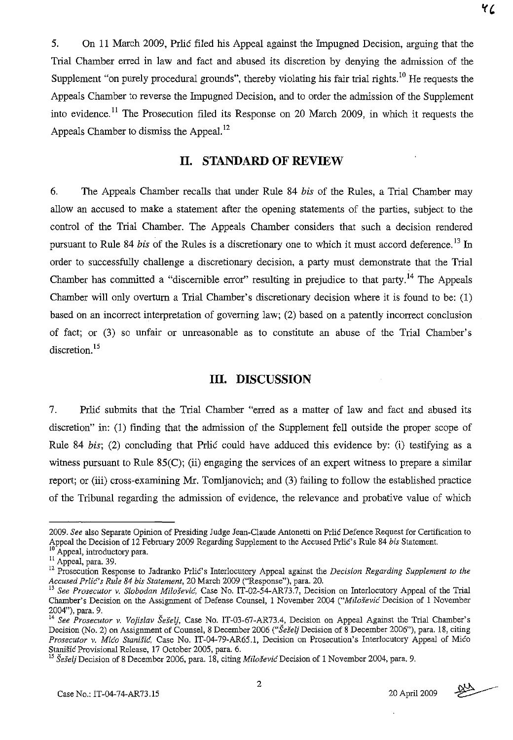5. On 11 March 2009, Prlić filed his Appeal against the Impugned Decision, arguing that the Trial Chamber erred in law and fact and abused its discretion by denying the admission of the Supplement "on purely procedural grounds", thereby violating his fair trial rights.[10] He requests the Appeals Chamber to reverse the Impugned Decision, and to order the admission of the Supplement into evidence.[11] The Prosecution filed its Response on 20 March 2009, in which it requests the Appeals Chamber to dismiss the Appeal.[12]

## II. STANDARD OF REVIEW

6. The Appeals Chamber recalls that under Rule 84 *bis* of the Rules, a Trial Chamber may allow an accused to make a statement after the opening statements of the parties, subject to the control of the Trial Chamber. The Appeals Chamber considers that such a decision rendered pursuant to Rule 84 *bis* of the Rules is a discretionary one to which it must accord deference.[13] In order to successfully challenge a discretionary decision, a party must demonstrate that the Trial Chamber has committed a "discernible error" resulting in prejudice to that party.[14] The Appeals Chamber will only overturn a Trial Chamber's discretionary decision where it is found to be: (1) based on an incorrect interpretation of governing law; (2) based on a patently incorrect conclusion of fact; or (3) so unfair or unreasonable as to constitute an abuse of the Trial Chamber's discretion.[15]

## III. DISCUSSION

7. Prlić submits that the Trial Chamber "erred as a matter of law and fact and abused its discretion" in: (1) finding that the admission of the Supplement fell outside the proper scope of Rule 84 *bis*; (2) concluding that Prlić could have adduced this evidence by: (i) testifying as a witness pursuant to Rule 85(C); (ii) engaging the services of an expert witness to prepare a similar report; or (iii) cross-examining Mr. Tomljanovich; and (3) failing to follow the established practice of the Tribunal regarding the admission of evidence, the relevance and probative value of which

---

2009. *See* also Separate Opinion of Presiding Judge Jean-Claude Antonetti on Prlić Defence Request for Certification to Appeal the Decision of 12 February 2009 Regarding Supplement to the Accused Prlić's Rule 84 *bis* Statement.

[10] Appeal, introductory para.

[11] Appeal, para. 39.

[12] Prosecution Response to Jadranko Prlić's Interlocutory Appeal against the *Decision Regarding Supplement to the Accused Prlić's Rule 84 bis Statement*, 20 March 2009 ("Response"), para. 20.

[13] *See Prosecutor v. Slobodan Milošević*, Case No. IT-02-54-AR73.7, Decision on Interlocutory Appeal of the Trial Chamber's Decision on the Assignment of Defense Counsel, 1 November 2004 ("*Milošević* Decision of 1 November 2004"), para. 9.

[14] *See Prosecutor v. Vojislav Šešelj*, Case No. IT-03-67-AR73.4, Decision on Appeal Against the Trial Chamber's Decision (No. 2) on Assignment of Counsel, 8 December 2006 ("*Šešelj* Decision of 8 December 2006"), para. 18, citing *Prosecutor v. Mićo Stanišić*, Case No. IT-04-79-AR65.1, Decision on Prosecution's Interlocutory Appeal of Mićo Stanišić Provisional Release, 17 October 2005, para. 6.

[15] *Šešelj* Decision of 8 December 2006, para. 18, citing *Milošević* Decision of 1 November 2004, para. 9.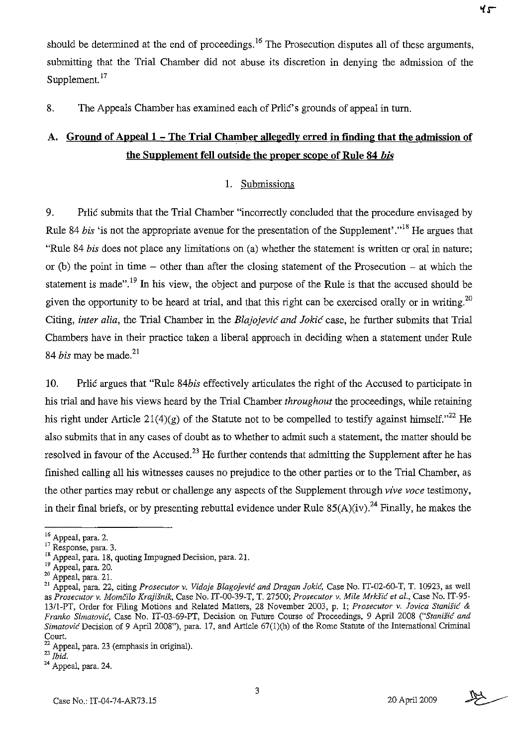should be determined at the end of proceedings.[16] The Prosecution disputes all of these arguments, submitting that the Trial Chamber did not abuse its discretion in denying the admission of the Supplement.[17]

8. The Appeals Chamber has examined each of Prlić's grounds of appeal in turn.

## A. Ground of Appeal 1 – The Trial Chamber allegedly erred in finding that the admission of the Supplement fell outside the proper scope of Rule 84 *bis*

### 1. Submissions

9. Prlić submits that the Trial Chamber "incorrectly concluded that the procedure envisaged by Rule 84 *bis* 'is not the appropriate avenue for the presentation of the Supplement'."[18] He argues that "Rule 84 *bis* does not place any limitations on (a) whether the statement is written or oral in nature; or (b) the point in time – other than after the closing statement of the Prosecution – at which the statement is made".[19] In his view, the object and purpose of the Rule is that the accused should be given the opportunity to be heard at trial, and that this right can be exercised orally or in writing.[20] Citing, *inter alia*, the Trial Chamber in the *Blajojević and Jokić* case, he further submits that Trial Chambers have in their practice taken a liberal approach in deciding when a statement under Rule 84 *bis* may be made.[21]

10. Prlić argues that "Rule 84*bis* effectively articulates the right of the Accused to participate in his trial and have his views heard by the Trial Chamber *throughout* the proceedings, while retaining his right under Article 21(4)(g) of the Statute not to be compelled to testify against himself."[22] He also submits that in any cases of doubt as to whether to admit such a statement, the matter should be resolved in favour of the Accused.[23] He further contends that admitting the Supplement after he has finished calling all his witnesses causes no prejudice to the other parties or to the Trial Chamber, as the other parties may rebut or challenge any aspects of the Supplement through *vive voce* testimony, in their final briefs, or by presenting rebuttal evidence under Rule 85(A)(iv).[24] Finally, he makes the

---

[16] Appeal, para. 2.

[17] Response, para. 3.

[18] Appeal, para. 18, quoting Impugned Decision, para. 21.

[19] Appeal, para. 20.

[20] Appeal, para. 21.

[21] Appeal, para. 22, citing *Prosecutor v. Vidoje Blagojević and Dragan Jokić*, Case No. IT-02-60-T, T. 10923, as well as *Prosecutor v. Momčilo Krajišnik*, Case No. IT-00-39-T, T. 27500; *Prosecutor v. Mile Mrkšić et al.*, Case No. IT-95-13/1-PT, Order for Filing Motions and Related Matters, 28 November 2003, p. 1; *Prosecutor v. Jovica Stanišić & Franko Simatović*, Case No. IT-03-69-PT, Decision on Future Course of Proceedings, 9 April 2008 ("*Stanišić and Simatović* Decision of 9 April 2008"), para. 17, and Article 67(1)(h) of the Rome Statute of the International Criminal Court.

[22] Appeal, para. 23 (emphasis in original).

[23] *Ibid.*

[24] Appeal, para. 24.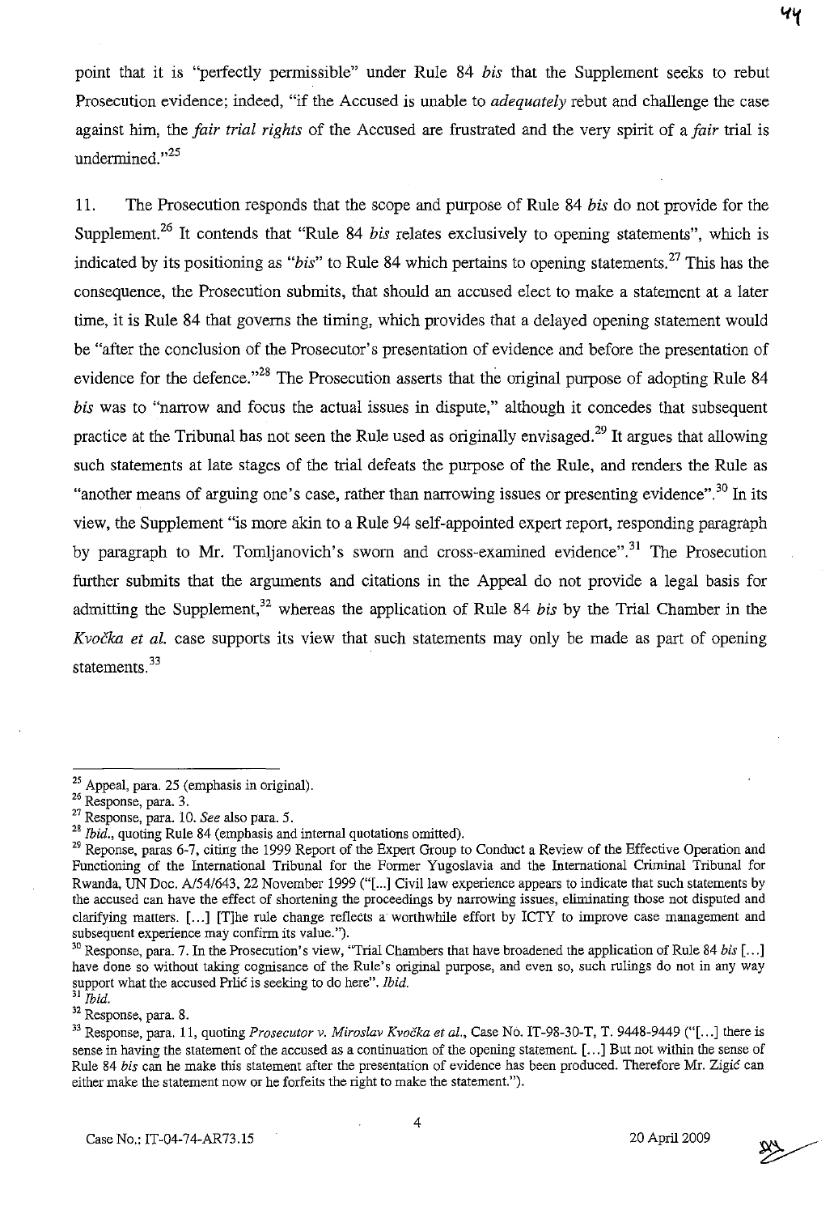point that it is "perfectly permissible" under Rule 84 *bis* that the Supplement seeks to rebut Prosecution evidence; indeed, "if the Accused is unable to *adequately* rebut and challenge the case against him, the *fair trial rights* of the Accused are frustrated and the very spirit of a *fair* trial is undermined."[25]

11. The Prosecution responds that the scope and purpose of Rule 84 *bis* do not provide for the Supplement.[26] It contends that "Rule 84 *bis* relates exclusively to opening statements", which is indicated by its positioning as "*bis*" to Rule 84 which pertains to opening statements.[27] This has the consequence, the Prosecution submits, that should an accused elect to make a statement at a later time, it is Rule 84 that governs the timing, which provides that a delayed opening statement would be "after the conclusion of the Prosecutor's presentation of evidence and before the presentation of evidence for the defence."[28] The Prosecution asserts that the original purpose of adopting Rule 84 *bis* was to "narrow and focus the actual issues in dispute," although it concedes that subsequent practice at the Tribunal has not seen the Rule used as originally envisaged.[29] It argues that allowing such statements at late stages of the trial defeats the purpose of the Rule, and renders the Rule as "another means of arguing one's case, rather than narrowing issues or presenting evidence".[30] In its view, the Supplement "is more akin to a Rule 94 self-appointed expert report, responding paragraph by paragraph to Mr. Tomljanovich's sworn and cross-examined evidence".[31] The Prosecution further submits that the arguments and citations in the Appeal do not provide a legal basis for admitting the Supplement,[32] whereas the application of Rule 84 *bis* by the Trial Chamber in the *Kvočka et al.* case supports its view that such statements may only be made as part of opening statements.[33]

---

[25] Appeal, para. 25 (emphasis in original).

[26] Response, para. 3.

[27] Response, para. 10. *See* also para. 5.

[28] *Ibid.*, quoting Rule 84 (emphasis and internal quotations omitted).

[29] Reponse, paras 6-7, citing the 1999 Report of the Expert Group to Conduct a Review of the Effective Operation and Functioning of the International Tribunal for the Former Yugoslavia and the International Criminal Tribunal for Rwanda, UN Doc. A/54/643, 22 November 1999 ("[...] Civil law experience appears to indicate that such statements by the accused can have the effect of shortening the proceedings by narrowing issues, eliminating those not disputed and clarifying matters. [...] [T]he rule change reflects a worthwhile effort by ICTY to improve case management and subsequent experience may confirm its value.").

[30] Response, para. 7. In the Prosecution's view, "Trial Chambers that have broadened the application of Rule 84 *bis* [...] have done so without taking cognisance of the Rule's original purpose, and even so, such rulings do not in any way support what the accused Prlić is seeking to do here". *Ibid.*

[31] *Ibid.*

[32] Response, para. 8.

[33] Response, para. 11, quoting *Prosecutor v. Miroslav Kvočka et al.*, Case No. IT-98-30-T, T. 9448-9449 ("[...] there is sense in having the statement of the accused as a continuation of the opening statement. [...] But not within the sense of Rule 84 *bis* can he make this statement after the presentation of evidence has been produced. Therefore Mr. Zigić can either make the statement now or he forfeits the right to make the statement.").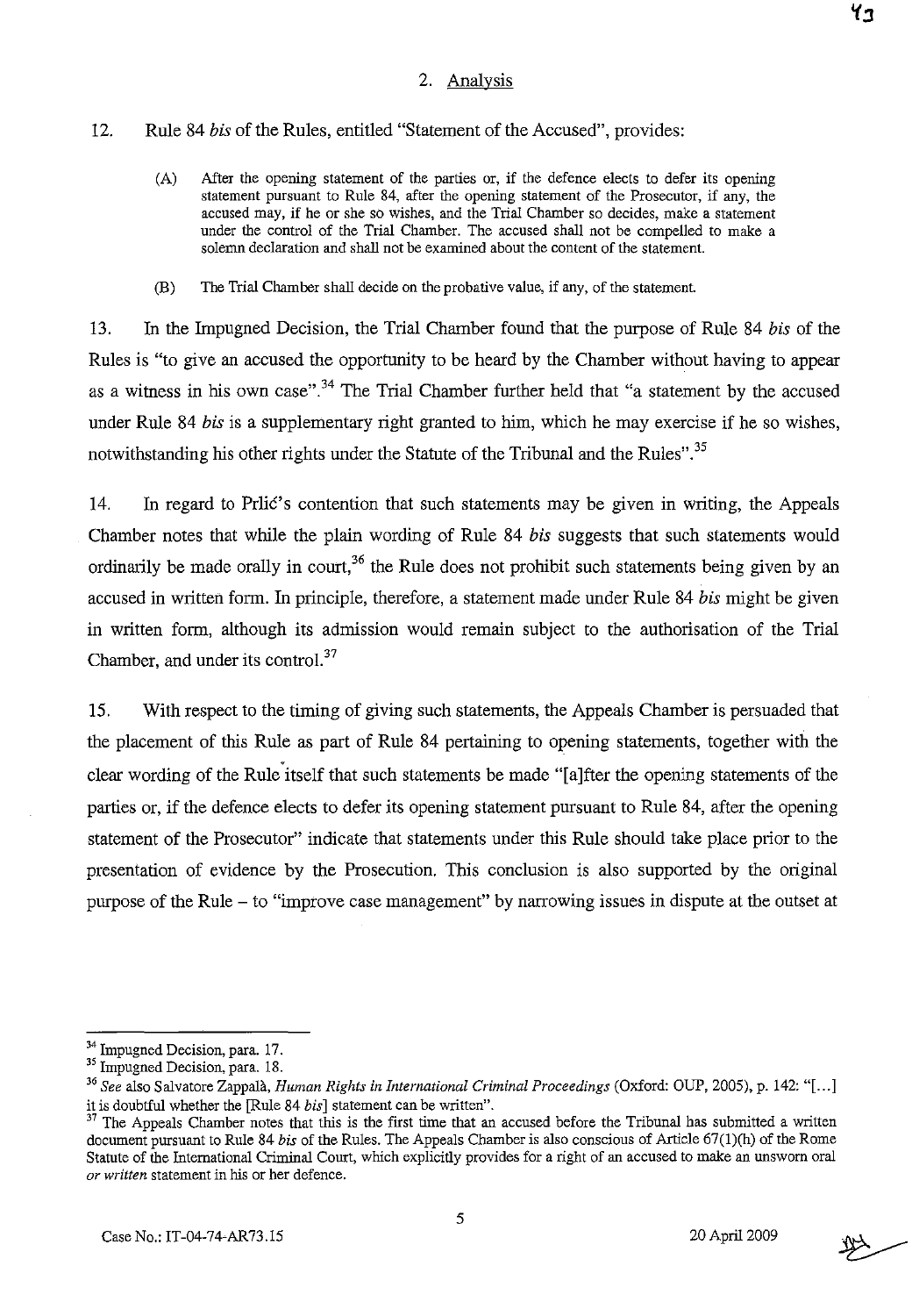## 2. Analysis

12. Rule 84 *bis* of the Rules, entitled "Statement of the Accused", provides:

> (A) After the opening statement of the parties or, if the defence elects to defer its opening statement pursuant to Rule 84, after the opening statement of the Prosecutor, if any, the accused may, if he or she so wishes, and the Trial Chamber so decides, make a statement under the control of the Trial Chamber. The accused shall not be compelled to make a solemn declaration and shall not be examined about the content of the statement.
>
> (B) The Trial Chamber shall decide on the probative value, if any, of the statement.

13. In the Impugned Decision, the Trial Chamber found that the purpose of Rule 84 *bis* of the Rules is "to give an accused the opportunity to be heard by the Chamber without having to appear as a witness in his own case".[34] The Trial Chamber further held that "a statement by the accused under Rule 84 *bis* is a supplementary right granted to him, which he may exercise if he so wishes, notwithstanding his other rights under the Statute of the Tribunal and the Rules".[35]

14. In regard to Prlić's contention that such statements may be given in writing, the Appeals Chamber notes that while the plain wording of Rule 84 *bis* suggests that such statements would ordinarily be made orally in court,[36] the Rule does not prohibit such statements being given by an accused in written form. In principle, therefore, a statement made under Rule 84 *bis* might be given in written form, although its admission would remain subject to the authorisation of the Trial Chamber, and under its control.[37]

15. With respect to the timing of giving such statements, the Appeals Chamber is persuaded that the placement of this Rule as part of Rule 84 pertaining to opening statements, together with the clear wording of the Rule itself that such statements be made "[a]fter the opening statements of the parties or, if the defence elects to defer its opening statement pursuant to Rule 84, after the opening statement of the Prosecutor" indicate that statements under this Rule should take place prior to the presentation of evidence by the Prosecution. This conclusion is also supported by the original purpose of the Rule – to "improve case management" by narrowing issues in dispute at the outset at

---

[34] Impugned Decision, para. 17.

[35] Impugned Decision, para. 18.

[36] *See* also Salvatore Zappalà, *Human Rights in International Criminal Proceedings* (Oxford: OUP, 2005), p. 142: "[...] it is doubtful whether the [Rule 84 *bis*] statement can be written".

[37] The Appeals Chamber notes that this is the first time that an accused before the Tribunal has submitted a written document pursuant to Rule 84 *bis* of the Rules. The Appeals Chamber is also conscious of Article 67(1)(h) of the Rome Statute of the International Criminal Court, which explicitly provides for a right of an accused to make an unsworn oral *or written* statement in his or her defence.

Case No.: IT-04-74-AR73.15 20 April 2009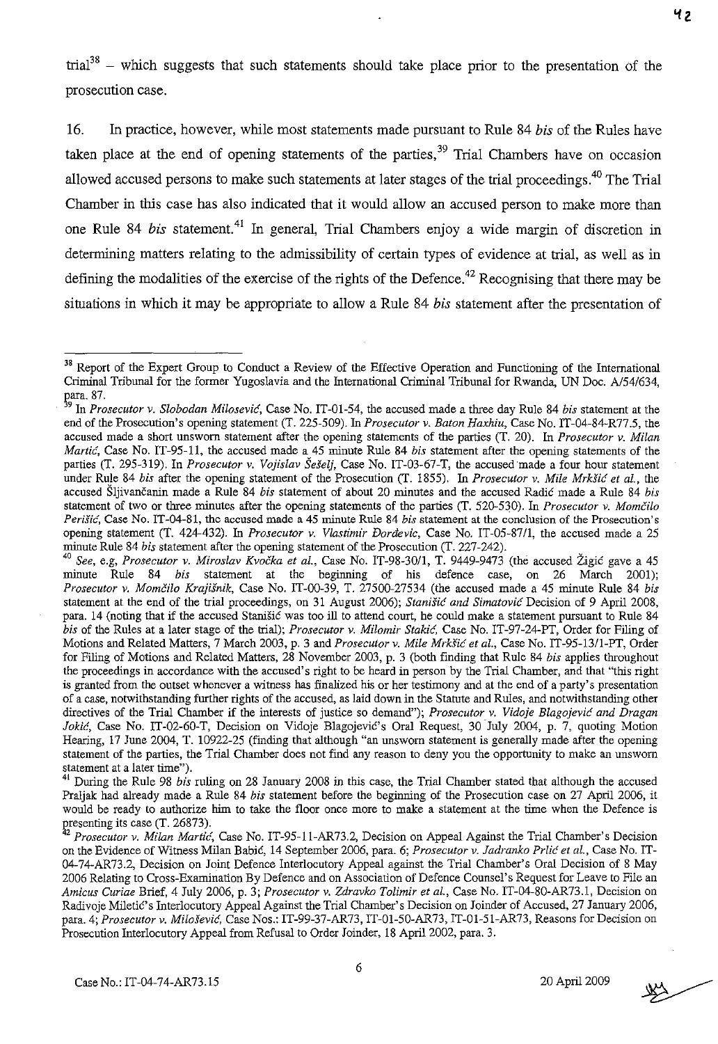trial[38] – which suggests that such statements should take place prior to the presentation of the prosecution case.

16. In practice, however, while most statements made pursuant to Rule 84 *bis* of the Rules have taken place at the end of opening statements of the parties,[39] Trial Chambers have on occasion allowed accused persons to make such statements at later stages of the trial proceedings.[40] The Trial Chamber in this case has also indicated that it would allow an accused person to make more than one Rule 84 *bis* statement.[41] In general, Trial Chambers enjoy a wide margin of discretion in determining matters relating to the admissibility of certain types of evidence at trial, as well as in defining the modalities of the exercise of the rights of the Defence.[42] Recognising that there may be situations in which it may be appropriate to allow a Rule 84 *bis* statement after the presentation of

---

[38] Report of the Expert Group to Conduct a Review of the Effective Operation and Functioning of the International Criminal Tribunal for the former Yugoslavia and the International Criminal Tribunal for Rwanda, UN Doc. A/54/634, para. 87.

[39] In *Prosecutor v. Slobodan Milošević*, Case No. IT-01-54, the accused made a three day Rule 84 *bis* statement at the end of the Prosecution's opening statement (T. 225-509). In *Prosecutor v. Baton Haxhiu*, Case No. IT-04-84-R77.5, the accused made a short unsworn statement after the opening statements of the parties (T. 20). In *Prosecutor v. Milan Martić*, Case No. IT-95-11, the accused made a 45 minute Rule 84 *bis* statement after the opening statements of the parties (T. 295-319). In *Prosecutor v. Vojislav Šešelj*, Case No. IT-03-67-T, the accused made a four hour statement under Rule 84 *bis* after the opening statement of the Prosecution (T. 1855). In *Prosecutor v. Mile Mrkšić et al.*, the accused Šljivančanin made a Rule 84 *bis* statement of about 20 minutes and the accused Radić made a Rule 84 *bis* statement of two or three minutes after the opening statements of the parties (T. 520-530). In *Prosecutor v. Momčilo Perišić*, Case No. IT-04-81, the accused made a 45 minute Rule 84 *bis* statement at the conclusion of the Prosecution's opening statement (T. 424-432). In *Prosecutor v. Vlastimir Đorđevic*, Case No. IT-05-87/1, the accused made a 25 minute Rule 84 *bis* statement after the opening statement of the Prosecution (T. 227-242).

[40] *See*, e.g, *Prosecutor v. Miroslav Kvočka et al.*, Case No. IT-98-30/1, T. 9449-9473 (the accused Žigić gave a 45 minute Rule 84 *bis* statement at the beginning of his defence case, on 26 March 2001); *Prosecutor v. Momčilo Krajišnik*, Case No. IT-00-39, T. 27500-27534 (the accused made a 45 minute Rule 84 *bis* statement at the end of the trial proceedings, on 31 August 2006); *Stanišić and Simatović* Decision of 9 April 2008, para. 14 (noting that if the accused Stanišić was too ill to attend court, he could make a statement pursuant to Rule 84 *bis* of the Rules at a later stage of the trial); *Prosecutor v. Milomir Stakić*, Case No. IT-97-24-PT, Order for Filing of Motions and Related Matters, 7 March 2003, p. 3 and *Prosecutor v. Mile Mrkšić et al.*, Case No. IT-95-13/1-PT, Order for Filing of Motions and Related Matters, 28 November 2003, p. 3 (both finding that Rule 84 *bis* applies throughout the proceedings in accordance with the accused's right to be heard in person by the Trial Chamber, and that "this right is granted from the outset whenever a witness has finalized his or her testimony and at the end of a party's presentation of a case, notwithstanding further rights of the accused, as laid down in the Statute and Rules, and notwithstanding other directives of the Trial Chamber if the interests of justice so demand"); *Prosecutor v. Vidoje Blagojević and Dragan Jokić*, Case No. IT-02-60-T, Decision on Vidoje Blagojević's Oral Request, 30 July 2004, p. 7, quoting Motion Hearing, 17 June 2004, T. 10922-25 (finding that although "an unsworn statement is generally made after the opening statement of the parties, the Trial Chamber does not find any reason to deny you the opportunity to make an unsworn statement at a later time").

[41] During the Rule 98 *bis* ruling on 28 January 2008 in this case, the Trial Chamber stated that although the accused Praljak had already made a Rule 84 *bis* statement before the beginning of the Prosecution case on 27 April 2006, it would be ready to authorize him to take the floor once more to make a statement at the time when the Defence is presenting its case (T. 26873).

[42] *Prosecutor v. Milan Martić*, Case No. IT-95-11-AR73.2, Decision on Appeal Against the Trial Chamber's Decision on the Evidence of Witness Milan Babić, 14 September 2006, para. 6; *Prosecutor v. Jadranko Prlić et al.*, Case No. IT-04-74-AR73.2, Decision on Joint Defence Interlocutory Appeal against the Trial Chamber's Oral Decision of 8 May 2006 Relating to Cross-Examination By Defence and on Association of Defence Counsel's Request for Leave to File an *Amicus Curiae* Brief, 4 July 2006, p. 3; *Prosecutor v. Zdravko Tolimir et al.*, Case No. IT-04-80-AR73.1, Decision on Radivoje Miletić's Interlocutory Appeal Against the Trial Chamber's Decision on Joinder of Accused, 27 January 2006, para. 4; *Prosecutor v. Milošević*, Case Nos.: IT-99-37-AR73, IT-01-50-AR73, IT-01-51-AR73, Reasons for Decision on Prosecution Interlocutory Appeal from Refusal to Order Joinder, 18 April 2002, para. 3.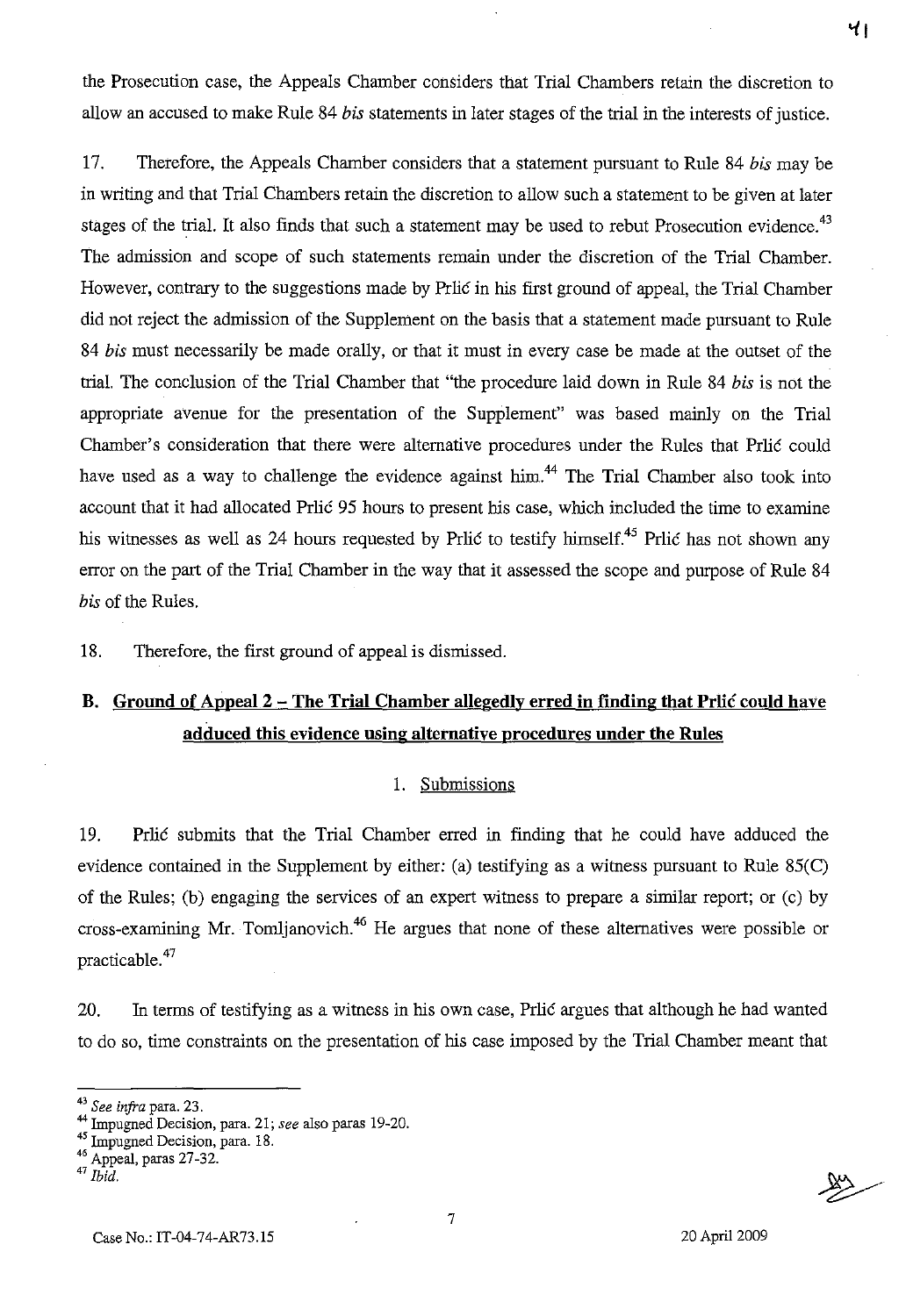the Prosecution case, the Appeals Chamber considers that Trial Chambers retain the discretion to allow an accused to make Rule 84 *bis* statements in later stages of the trial in the interests of justice.

17. Therefore, the Appeals Chamber considers that a statement pursuant to Rule 84 *bis* may be in writing and that Trial Chambers retain the discretion to allow such a statement to be given at later stages of the trial. It also finds that such a statement may be used to rebut Prosecution evidence.[43] The admission and scope of such statements remain under the discretion of the Trial Chamber. However, contrary to the suggestions made by Prlić in his first ground of appeal, the Trial Chamber did not reject the admission of the Supplement on the basis that a statement made pursuant to Rule 84 *bis* must necessarily be made orally, or that it must in every case be made at the outset of the trial. The conclusion of the Trial Chamber that "the procedure laid down in Rule 84 *bis* is not the appropriate avenue for the presentation of the Supplement" was based mainly on the Trial Chamber's consideration that there were alternative procedures under the Rules that Prlić could have used as a way to challenge the evidence against him.[44] The Trial Chamber also took into account that it had allocated Prlić 95 hours to present his case, which included the time to examine his witnesses as well as 24 hours requested by Prlić to testify himself.[45] Prlić has not shown any error on the part of the Trial Chamber in the way that it assessed the scope and purpose of Rule 84 *bis* of the Rules.

18. Therefore, the first ground of appeal is dismissed.

## B. Ground of Appeal 2 – The Trial Chamber allegedly erred in finding that Prlić could have adduced this evidence using alternative procedures under the Rules

### 1. Submissions

19. Prlić submits that the Trial Chamber erred in finding that he could have adduced the evidence contained in the Supplement by either: (a) testifying as a witness pursuant to Rule 85(C) of the Rules; (b) engaging the services of an expert witness to prepare a similar report; or (c) by cross-examining Mr. Tomljanovich.[46] He argues that none of these alternatives were possible or practicable.[47]

20. In terms of testifying as a witness in his own case, Prlić argues that although he had wanted to do so, time constraints on the presentation of his case imposed by the Trial Chamber meant that

---

[43] *See infra* para. 23.
[44] Impugned Decision, para. 21; *see* also paras 19-20.
[45] Impugned Decision, para. 18.
[46] Appeal, paras 27-32.
[47] *Ibid.*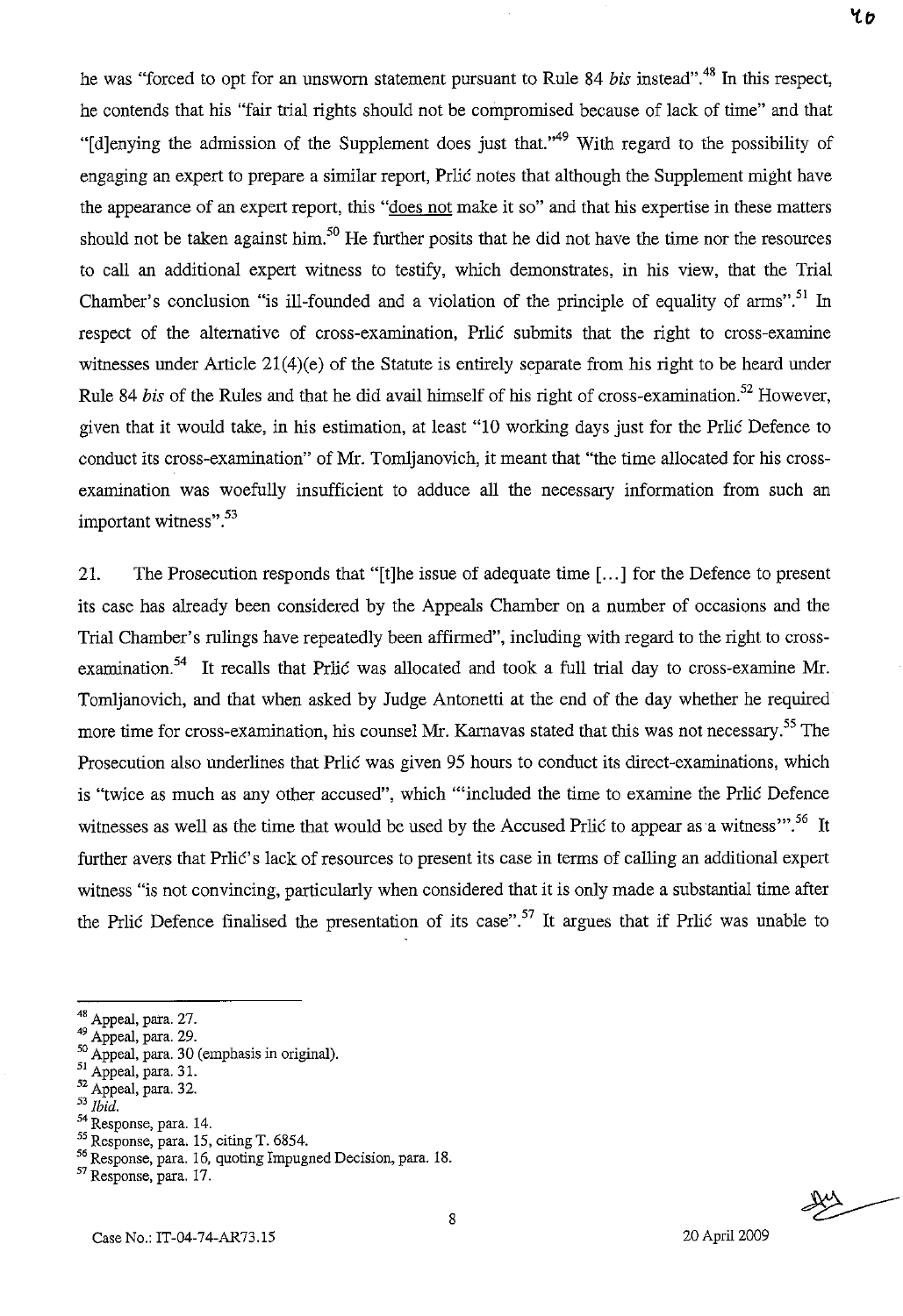he was "forced to opt for an unsworn statement pursuant to Rule 84 *bis* instead".[48] In this respect, he contends that his "fair trial rights should not be compromised because of lack of time" and that "[d]enying the admission of the Supplement does just that."[49] With regard to the possibility of engaging an expert to prepare a similar report, Prlić notes that although the Supplement might have the appearance of an expert report, this "does not make it so" and that his expertise in these matters should not be taken against him.[50] He further posits that he did not have the time nor the resources to call an additional expert witness to testify, which demonstrates, in his view, that the Trial Chamber's conclusion "is ill-founded and a violation of the principle of equality of arms".[51] In respect of the alternative of cross-examination, Prlić submits that the right to cross-examine witnesses under Article 21(4)(e) of the Statute is entirely separate from his right to be heard under Rule 84 *bis* of the Rules and that he did avail himself of his right of cross-examination.[52] However, given that it would take, in his estimation, at least "10 working days just for the Prlić Defence to conduct its cross-examination" of Mr. Tomljanovich, it meant that "the time allocated for his cross-examination was woefully insufficient to adduce all the necessary information from such an important witness".[53]

21. The Prosecution responds that "[t]he issue of adequate time [...] for the Defence to present its case has already been considered by the Appeals Chamber on a number of occasions and the Trial Chamber's rulings have repeatedly been affirmed", including with regard to the right to cross-examination.[54] It recalls that Prlić was allocated and took a full trial day to cross-examine Mr. Tomljanovich, and that when asked by Judge Antonetti at the end of the day whether he required more time for cross-examination, his counsel Mr. Karnavas stated that this was not necessary.[55] The Prosecution also underlines that Prlić was given 95 hours to conduct its direct-examinations, which is "twice as much as any other accused", which "'included the time to examine the Prlić Defence witnesses as well as the time that would be used by the Accused Prlić to appear as a witness'".[56] It further avers that Prlić's lack of resources to present its case in terms of calling an additional expert witness "is not convincing, particularly when considered that it is only made a substantial time after the Prlić Defence finalised the presentation of its case".[57] It argues that if Prlić was unable to

---

[48] Appeal, para. 27.
[49] Appeal, para. 29.
[50] Appeal, para. 30 (emphasis in original).
[51] Appeal, para. 31.
[52] Appeal, para. 32.
[53] *Ibid.*
[54] Response, para. 14.
[55] Response, para. 15, citing T. 6854.
[56] Response, para. 16, quoting Impugned Decision, para. 18.
[57] Response, para. 17.

Case No.: IT-04-74-AR73.15 20 April 2009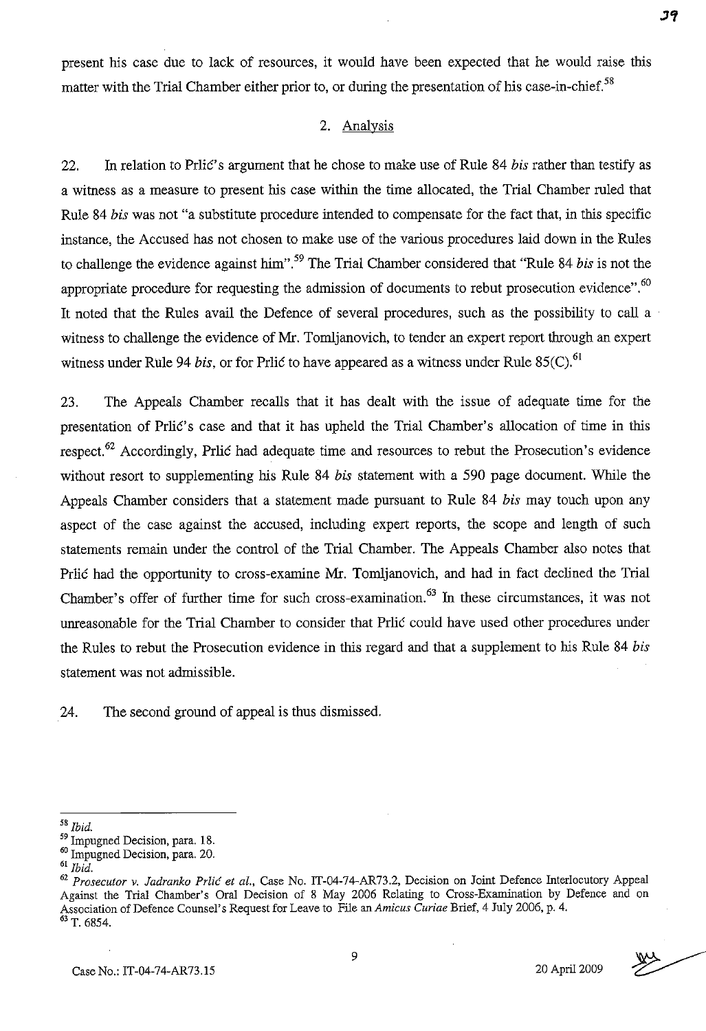present his case due to lack of resources, it would have been expected that he would raise this matter with the Trial Chamber either prior to, or during the presentation of his case-in-chief.[58]

## 2. Analysis

22. In relation to Prlić's argument that he chose to make use of Rule 84 *bis* rather than testify as a witness as a measure to present his case within the time allocated, the Trial Chamber ruled that Rule 84 *bis* was not "a substitute procedure intended to compensate for the fact that, in this specific instance, the Accused has not chosen to make use of the various procedures laid down in the Rules to challenge the evidence against him".[59] The Trial Chamber considered that "Rule 84 *bis* is not the appropriate procedure for requesting the admission of documents to rebut prosecution evidence".[60] It noted that the Rules avail the Defence of several procedures, such as the possibility to call a witness to challenge the evidence of Mr. Tomljanovich, to tender an expert report through an expert witness under Rule 94 *bis*, or for Prlić to have appeared as a witness under Rule 85(C).[61]

23. The Appeals Chamber recalls that it has dealt with the issue of adequate time for the presentation of Prlić's case and that it has upheld the Trial Chamber's allocation of time in this respect.[62] Accordingly, Prlić had adequate time and resources to rebut the Prosecution's evidence without resort to supplementing his Rule 84 *bis* statement with a 590 page document. While the Appeals Chamber considers that a statement made pursuant to Rule 84 *bis* may touch upon any aspect of the case against the accused, including expert reports, the scope and length of such statements remain under the control of the Trial Chamber. The Appeals Chamber also notes that Prlić had the opportunity to cross-examine Mr. Tomljanovich, and had in fact declined the Trial Chamber's offer of further time for such cross-examination.[63] In these circumstances, it was not unreasonable for the Trial Chamber to consider that Prlić could have used other procedures under the Rules to rebut the Prosecution evidence in this regard and that a supplement to his Rule 84 *bis* statement was not admissible.

24. The second ground of appeal is thus dismissed.

---

[58] *Ibid.*

[59] Impugned Decision, para. 18.

[60] Impugned Decision, para. 20.

[61] *Ibid.*

[62] *Prosecutor v. Jadranko Prlić et al.*, Case No. IT-04-74-AR73.2, Decision on Joint Defence Interlocutory Appeal Against the Trial Chamber's Oral Decision of 8 May 2006 Relating to Cross-Examination by Defence and on Association of Defence Counsel's Request for Leave to File an *Amicus Curiae* Brief, 4 July 2006, p. 4.

[63] T. 6854.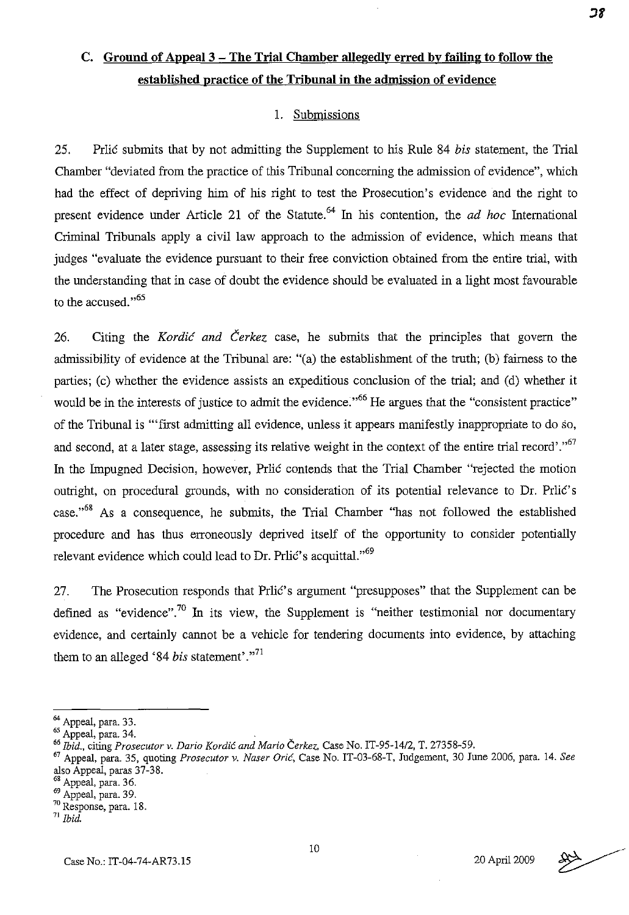## C. Ground of Appeal 3 – The Trial Chamber allegedly erred by failing to follow the established practice of the Tribunal in the admission of evidence

### 1. Submissions

25. Prlić submits that by not admitting the Supplement to his Rule 84 *bis* statement, the Trial Chamber "deviated from the practice of this Tribunal concerning the admission of evidence", which had the effect of depriving him of his right to test the Prosecution's evidence and the right to present evidence under Article 21 of the Statute.[64] In his contention, the *ad hoc* International Criminal Tribunals apply a civil law approach to the admission of evidence, which means that judges "evaluate the evidence pursuant to their free conviction obtained from the entire trial, with the understanding that in case of doubt the evidence should be evaluated in a light most favourable to the accused."[65]

26. Citing the *Kordić and Čerkez* case, he submits that the principles that govern the admissibility of evidence at the Tribunal are: "(a) the establishment of the truth; (b) fairness to the parties; (c) whether the evidence assists an expeditious conclusion of the trial; and (d) whether it would be in the interests of justice to admit the evidence."[66] He argues that the "consistent practice" of the Tribunal is "'first admitting all evidence, unless it appears manifestly inappropriate to do so, and second, at a later stage, assessing its relative weight in the context of the entire trial record'."[67] In the Impugned Decision, however, Prlić contends that the Trial Chamber "rejected the motion outright, on procedural grounds, with no consideration of its potential relevance to Dr. Prlić's case."[68] As a consequence, he submits, the Trial Chamber "has not followed the established procedure and has thus erroneously deprived itself of the opportunity to consider potentially relevant evidence which could lead to Dr. Prlić's acquittal."[69]

27. The Prosecution responds that Prlić's argument "presupposes" that the Supplement can be defined as "evidence".[70] In its view, the Supplement is "neither testimonial nor documentary evidence, and certainly cannot be a vehicle for tendering documents into evidence, by attaching them to an alleged '84 *bis* statement'."[71]

---

[64] Appeal, para. 33.

[65] Appeal, para. 34.

[66] *Ibid.*, citing *Prosecutor v. Dario Kordić and Mario Čerkez*, Case No. IT-95-14/2, T. 27358-59.

[67] Appeal, para. 35, quoting *Prosecutor v. Naser Orić*, Case No. IT-03-68-T, Judgement, 30 June 2006, para. 14. *See also* Appeal, paras 37-38.

[68] Appeal, para. 36.

[69] Appeal, para. 39.

[70] Response, para. 18.

[71] *Ibid.*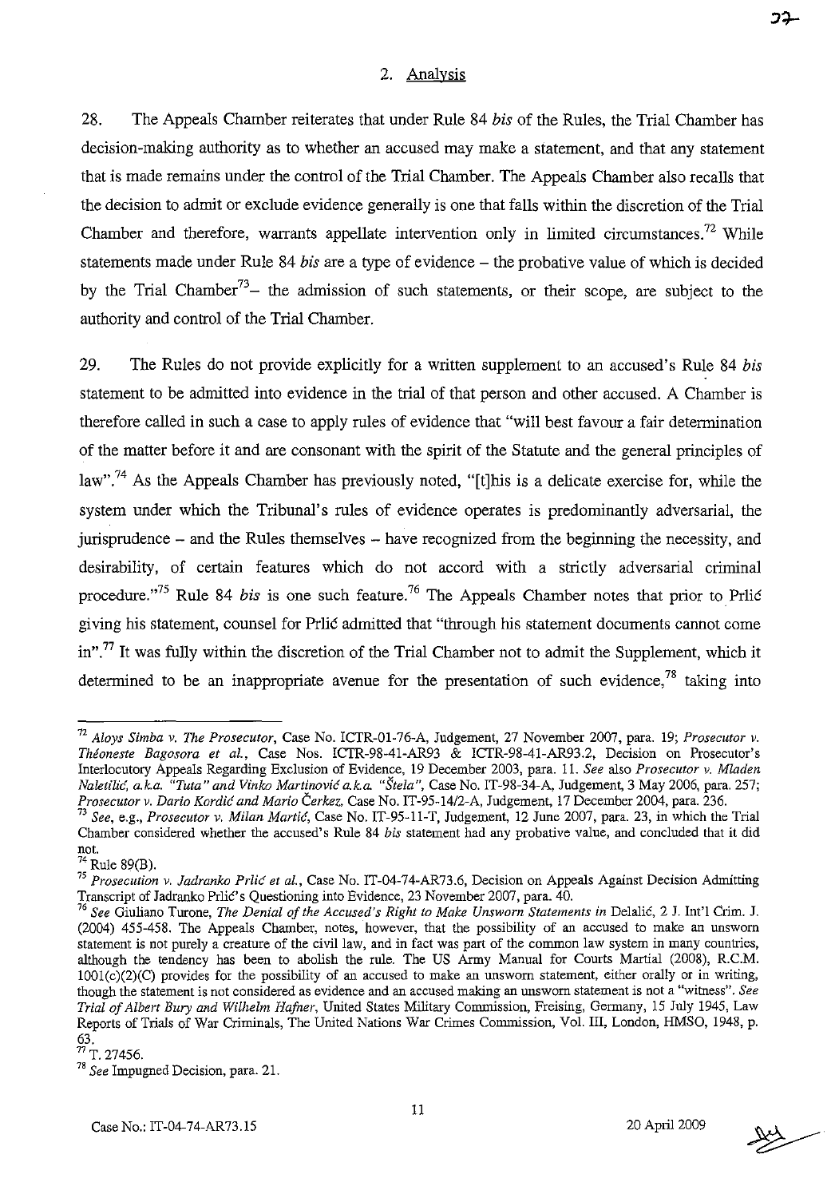## 2. Analysis

28. The Appeals Chamber reiterates that under Rule 84 *bis* of the Rules, the Trial Chamber has decision-making authority as to whether an accused may make a statement, and that any statement that is made remains under the control of the Trial Chamber. The Appeals Chamber also recalls that the decision to admit or exclude evidence generally is one that falls within the discretion of the Trial Chamber and therefore, warrants appellate intervention only in limited circumstances.[72] While statements made under Rule 84 *bis* are a type of evidence – the probative value of which is decided by the Trial Chamber[73]– the admission of such statements, or their scope, are subject to the authority and control of the Trial Chamber.

29. The Rules do not provide explicitly for a written supplement to an accused's Rule 84 *bis* statement to be admitted into evidence in the trial of that person and other accused. A Chamber is therefore called in such a case to apply rules of evidence that "will best favour a fair determination of the matter before it and are consonant with the spirit of the Statute and the general principles of law".[74] As the Appeals Chamber has previously noted, "[t]his is a delicate exercise for, while the system under which the Tribunal's rules of evidence operates is predominantly adversarial, the jurisprudence – and the Rules themselves – have recognized from the beginning the necessity, and desirability, of certain features which do not accord with a strictly adversarial criminal procedure."[75] Rule 84 *bis* is one such feature.[76] The Appeals Chamber notes that prior to Prlić giving his statement, counsel for Prlić admitted that "through his statement documents cannot come in".[77] It was fully within the discretion of the Trial Chamber not to admit the Supplement, which it determined to be an inappropriate avenue for the presentation of such evidence,[78] taking into

---

[72] *Aloys Simba v. The Prosecutor*, Case No. ICTR-01-76-A, Judgement, 27 November 2007, para. 19; *Prosecutor v. Théoneste Bagosora et al.*, Case Nos. ICTR-98-41-AR93 & ICTR-98-41-AR93.2, Decision on Prosecutor's Interlocutory Appeals Regarding Exclusion of Evidence, 19 December 2003, para. 11. *See* also *Prosecutor v. Mladen Naletilić, a.k.a. "Tuta" and Vinko Martinović a.k.a. "Štela"*, Case No. IT-98-34-A, Judgement, 3 May 2006, para. 257; *Prosecutor v. Dario Kordić and Mario Čerkez*, Case No. IT-95-14/2-A, Judgement, 17 December 2004, para. 236.

[73] *See*, e.g., *Prosecutor v. Milan Martić*, Case No. IT-95-11-T, Judgement, 12 June 2007, para. 23, in which the Trial Chamber considered whether the accused's Rule 84 *bis* statement had any probative value, and concluded that it did not.

[74] Rule 89(B).

[75] *Prosecution v. Jadranko Prlić et al.*, Case No. IT-04-74-AR73.6, Decision on Appeals Against Decision Admitting Transcript of Jadranko Prlić's Questioning into Evidence, 23 November 2007, para. 40.

[76] *See* Giuliano Turone, *The Denial of the Accused's Right to Make Unsworn Statements in* Delalić, 2 J. Int'l Crim. J. (2004) 455-458. The Appeals Chamber, notes, however, that the possibility of an accused to make an unsworn statement is not purely a creature of the civil law, and in fact was part of the common law system in many countries, although the tendency has been to abolish the rule. The US Army Manual for Courts Martial (2008), R.C.M. 1001(c)(2)(C) provides for the possibility of an accused to make an unsworn statement, either orally or in writing, though the statement is not considered as evidence and an accused making an unsworn statement is not a "witness". *See Trial of Albert Bury and Wilhelm Hafner*, United States Military Commission, Freising, Germany, 15 July 1945, Law Reports of Trials of War Criminals, The United Nations War Crimes Commission, Vol. III, London, HMSO, 1948, p. 63.

[77] T. 27456.

[78] *See* Impugned Decision, para. 21.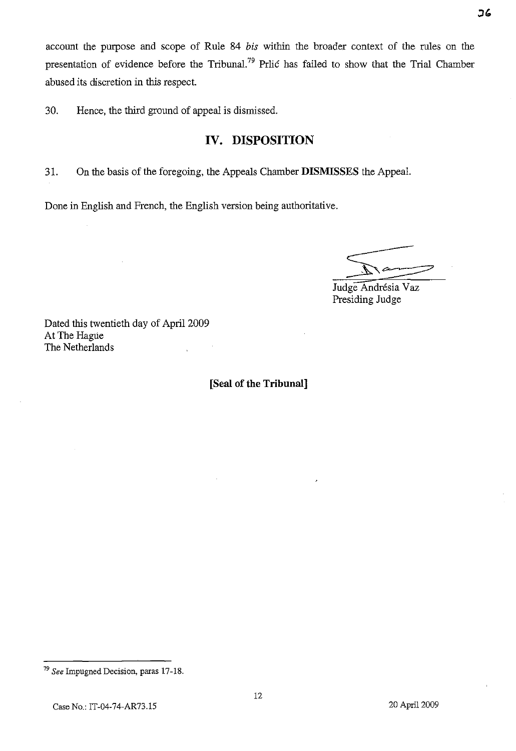account the purpose and scope of Rule 84 *bis* within the broader context of the rules on the presentation of evidence before the Tribunal.[79] Prlić has failed to show that the Trial Chamber abused its discretion in this respect.

30. Hence, the third ground of appeal is dismissed.

## IV. DISPOSITION

31. On the basis of the foregoing, the Appeals Chamber **DISMISSES** the Appeal.

Done in English and French, the English version being authoritative.

Judge Andrésia Vaz
Presiding Judge

Dated this twentieth day of April 2009
At The Hague
The Netherlands

**[Seal of the Tribunal]**

---

[79] *See* Impugned Decision, paras 17-18.